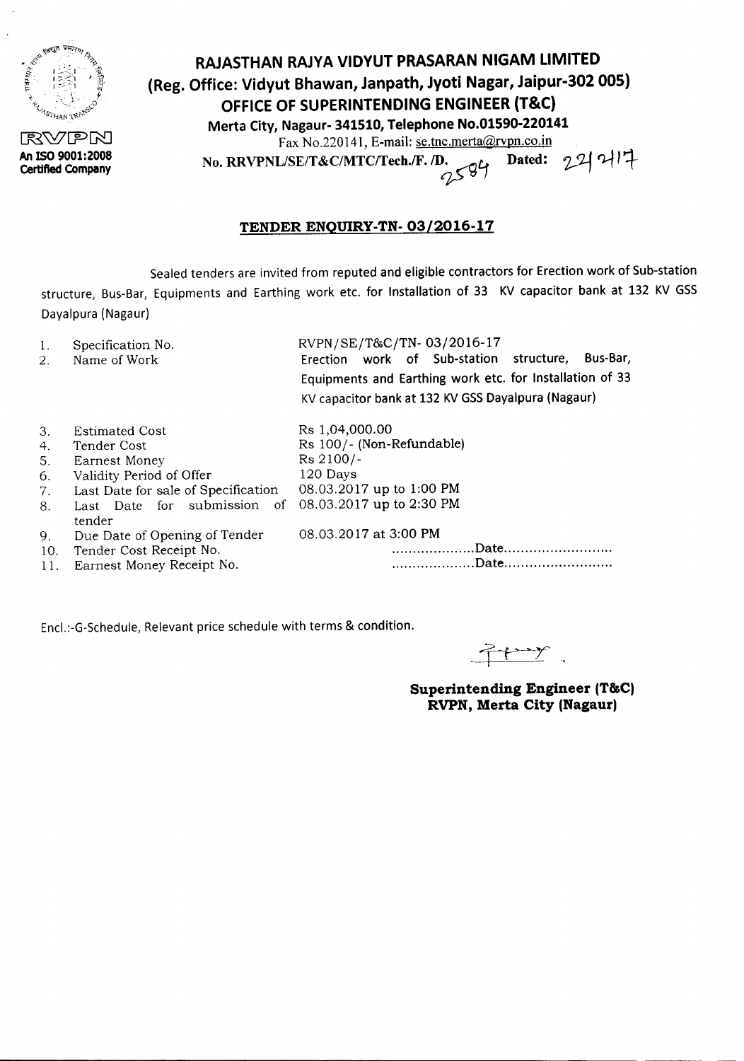RVPN

An ISO 9001:2008 Certified Company

# RAJASTHAN RAJYA VIDYUT PRASARAN NIGAM LIMITED

**(Reg. Office: Vidyut Bhawan, Janpath, Jyoti Nagar, Jaipur-302 005)**

**OFFICE OF SUPERINTENDING ENGINEER (T&C)**

**Merta City, Nagaur- 341510, Telephone No.01590-220141**

Fax No.220141, E-mail: se.tnc.merta@rvpn.co.in

**No. RRVPNL/SE/T&C/MTC/Tech./F. /D.** 2584 **Dated:** 22/2/17

## TENDER ENQUIRY-TN- 03/2016-17

Sealed tenders are invited from reputed and eligible contractors for Erection work of Sub-station structure, Bus-Bar, Equipments and Earthing work etc. for Installation of 33 KV capacitor bank at 132 KV GSS Dayalpura (Nagaur)

| | | |
|---|---|---|
| 1. | Specification No. | RVPN/SE/T&C/TN- 03/2016-17 |
| 2. | Name of Work | Erection work of Sub-station structure, Bus-Bar, Equipments and Earthing work etc. for Installation of 33 KV capacitor bank at 132 KV GSS Dayalpura (Nagaur) |
| 3. | Estimated Cost | Rs 1,04,000.00 |
| 4. | Tender Cost | Rs 100/- (Non-Refundable) |
| 5. | Earnest Money | Rs 2100/- |
| 6. | Validity Period of Offer | 120 Days |
| 7. | Last Date for sale of Specification | 08.03.2017 up to 1:00 PM |
| 8. | Last Date for submission of tender | 08.03.2017 up to 2:30 PM |
| 9. | Due Date of Opening of Tender | 08.03.2017 at 3:00 PM |
| 10. | Tender Cost Receipt No. | ....................Date.......................... |
| 11. | Earnest Money Receipt No. | ....................Date.......................... |

Encl.:-G-Schedule, Relevant price schedule with terms & condition.

**Superintending Engineer (T&C)**
**RVPN, Merta City (Nagaur)**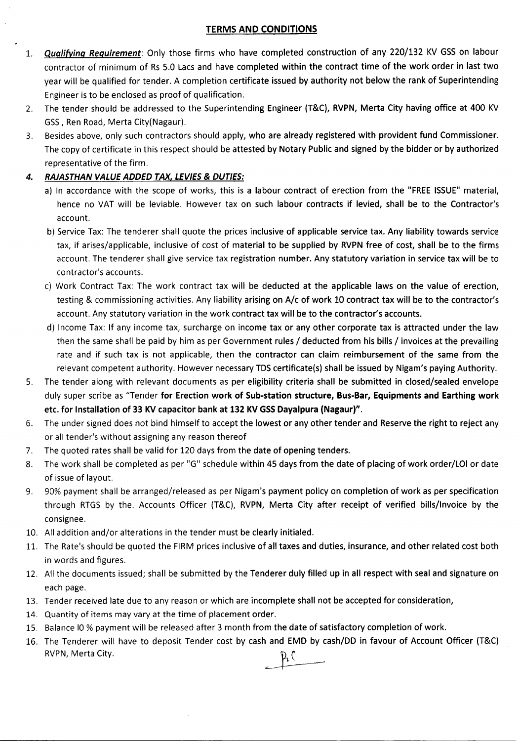## TERMS AND CONDITIONS

1. ***Qualifying Requirement***: Only those firms who have completed construction of any 220/132 KV GSS on labour contractor of minimum of Rs 5.0 Lacs and have **completed within the contract time of the work order** in last two year will be qualified for tender. A completion certificate issued by authority not below the rank of Superintending Engineer is to be enclosed as proof of qualification.
2. The tender should be addressed to the **Superintending Engineer (T&C), RVPN, Merta City** having office at 400 KV GSS , Ren Road, Merta City(Nagaur).
3. Besides above, only such contractors should apply, **who are already registered with provident fund Commissioner.** The copy of certificate in this respect should be **attested by Notary Public and signed by the bidder or by authorized representative of the firm.**
4. ***RAJASTHAN VALUE ADDED TAX, LEVIES & DUTIES:***
   a) In accordance with the scope of works, this is a labour contract of erection from the "FREE ISSUE" material, hence no VAT will be leviable. However tax on such labour contracts if levied, shall be to the Contractor's account.
   b) Service Tax: The tenderer shall quote the prices inclusive of applicable service tax. Any liability towards service tax, if arises/applicable, inclusive of cost of material to be supplied by RVPN free of cost, shall be to the firms account. The tenderer shall give service tax registration number. Any statutory variation in service tax will be to contractor's accounts.
   c) Work Contract Tax: The work contract tax will be deducted at the applicable laws on the value of erection, testing & commissioning activities. Any liability arising on A/c of work 10 contract tax will be to the contractor's account. Any statutory variation in the work contract tax will be to the contractor's accounts.
   d) Income Tax: If any income tax, surcharge on income tax or any other corporate tax is attracted under the law then the same shall be paid by him as per Government rules / deducted from his bills / invoices at the prevailing rate and if such tax is not applicable, then the contractor can claim reimbursement of the same from the relevant competent authority. However necessary TDS certificate(s) shall be issued by Nigam's paying Authority.
5. The tender along with relevant documents as per eligibility criteria shall be submitted in closed/sealed envelope duly super scribe as "Tender **for Erection work of Sub-station structure, Bus-Bar, Equipments and Earthing work etc. for Installation of 33 KV capacitor bank at 132 KV GSS Dayalpura (Nagaur)".**
6. The under signed does not bind himself to accept the lowest or any other tender and Reserve the right to reject any or all tender's without assigning any reason thereof
7. The quoted rates shall be valid for 120 days from the date of opening tenders.
8. The work shall be completed as per "G" schedule within 45 days from the date of placing of work order/LOI or date of issue of layout.
9. 90% payment shall be arranged/released as per Nigam's payment policy on completion of work as per specification through RTGS by the. Accounts Officer (T&C), RVPN, Merta City after receipt of verified bills/Invoice by the consignee.
10. All addition and/or alterations in the tender must be clearly initialed.
11. The Rate's should be quoted the FIRM prices inclusive of all taxes and duties, insurance, and other related cost both in words and figures.
12. All the documents issued; shall be submitted by the Tenderer duly filled up in all respect with seal and signature on each page.
13. Tender received late due to any reason or which are incomplete shall not be accepted for consideration,
14. Quantity of items may vary at the time of placement order.
15. Balance l0 % payment will be released after 3 month from the date of satisfactory completion of work.
16. The Tenderer will have to deposit Tender cost by cash and EMD by cash/DD in favour of Account Officer (T&C) RVPN, Merta City.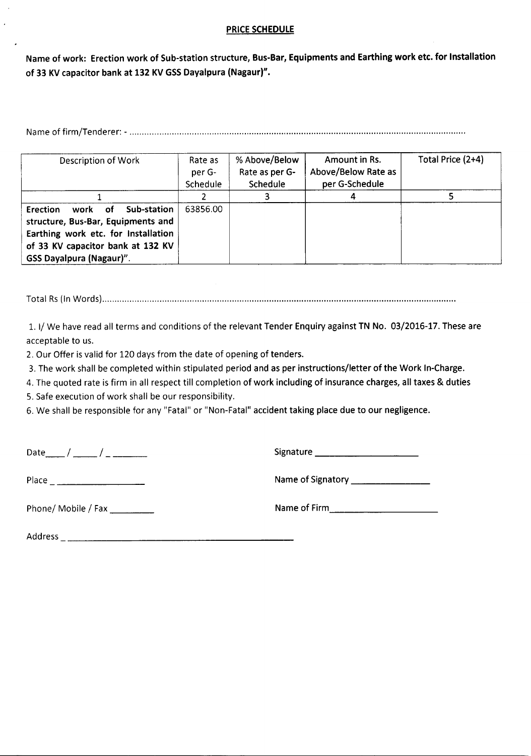## PRICE SCHEDULE

**Name of work: Erection work of Sub-station structure, Bus-Bar, Equipments and Earthing work etc. for Installation of 33 KV capacitor bank at 132 KV GSS Dayalpura (Nagaur)".**

Name of firm/Tenderer: - ..........................................................................................................................................

| Description of Work | Rate as per G-Schedule | % Above/Below Rate as per G-Schedule | Amount in Rs. Above/Below Rate as per G-Schedule | Total Price (2+4) |
|---|---|---|---|---|
| 1 | 2 | 3 | 4 | 5 |
| **Erection work of Sub-station structure, Bus-Bar, Equipments and Earthing work etc. for Installation of 33 KV capacitor bank at 132 KV GSS Dayalpura (Nagaur)".** | 63856.00 | | | |

Total Rs (In Words)..........................................................................................................................................

1. I/ We have read all terms and conditions of the relevant Tender Enquiry against **TN No. 03/2016-17.** These are acceptable to us.
2. Our Offer is valid for 120 days from the date of opening of tenders.
3. The work shall be completed within stipulated period and as per instructions/letter of the Work In-Charge.
4. The quoted rate is firm in all respect till completion of work including of insurance charges, all taxes & duties
5. Safe execution of work shall be our responsibility.
6. We shall be responsible for any "Fatal" or "Non-Fatal" accident taking place due to our negligence.

Date____ / _____ / _ _______

Signature ____________________

Place _ _________________

Name of Signatory _______________

Phone/ Mobile / Fax _________

Name of Firm_____________________

Address _ _____________________________________________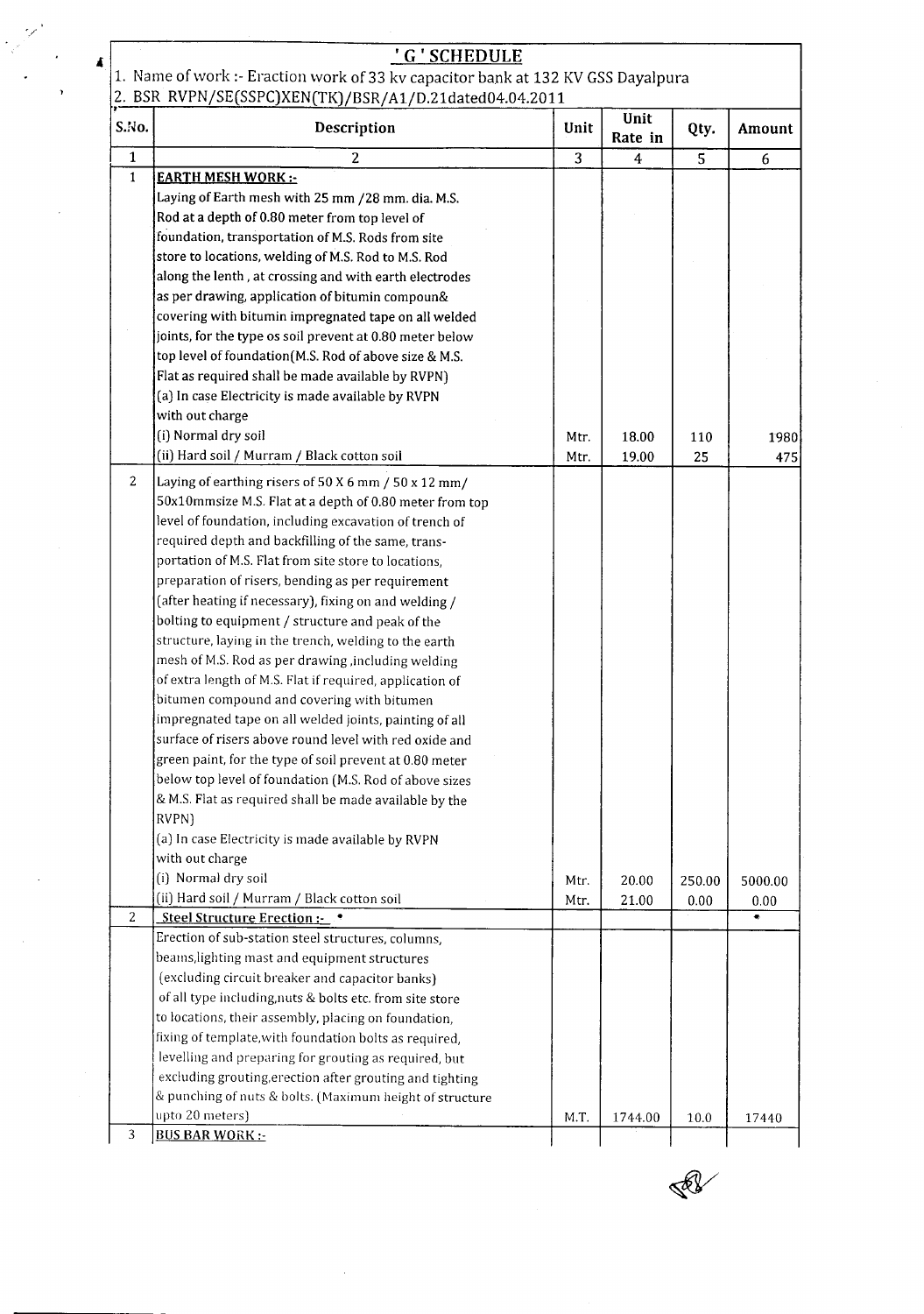# 'G' SCHEDULE

1. Name of work :- Eraction work of 33 kv capacitor bank at 132 KV GSS Dayalpura
2. BSR RVPN/SE(SSPC)XEN(TK)/BSR/A1/D.21dated04.04.2011

| S.No. | Description | Unit | Unit Rate in | Qty. | Amount |
|---|---|---|---|---|---|
| 1 | 2 | 3 | 4 | 5 | 6 |
| 1 | **EARTH MESH WORK :-** | | | | |
| | Laying of Earth mesh with 25 mm /28 mm. dia. M.S. Rod at a depth of 0.80 meter from top level of foundation, transportation of M.S. Rods from site store to locations, welding of M.S. Rod to M.S. Rod along the lenth , at crossing and with earth electrodes as per drawing, application of bitumin compoun& covering with bitumin impregnated tape on all welded joints, for the type os soil prevent at 0.80 meter below top level of foundation(M.S. Rod of above size & M.S. Flat as required shall be made available by RVPN) | | | | |
| | (a) In case Electricity is made available by RVPN with out charge | | | | |
| | (i) Normal dry soil | Mtr. | 18.00 | 110 | 1980 |
| | (ii) Hard soil / Murram / Black cotton soil | Mtr. | 19.00 | 25 | 475 |
| 2 | Laying of earthing risers of 50 X 6 mm / 50 x 12 mm/ 50x10mmsize M.S. Flat at a depth of 0.80 meter from top level of foundation, including excavation of trench of required depth and backfilling of the same, transportation of M.S. Flat from site store to locations, preparation of risers, bending as per requirement (after heating if necessary), fixing on and welding / bolting to equipment / structure and peak of the structure, laying in the trench, welding to the earth mesh of M.S. Rod as per drawing ,including welding of extra length of M.S. Flat if required, application of bitumen compound and covering with bitumen impregnated tape on all welded joints, painting of all surface of risers above round level with red oxide and green paint, for the type of soil prevent at 0.80 meter below top level of foundation (M.S. Rod of above sizes & M.S. Flat as required shall be made available by the RVPN) | | | | |
| | (a) In case Electricity is made available by RVPN with out charge | | | | |
| | (i) Normal dry soil | Mtr. | 20.00 | 250.00 | 5000.00 |
| | (ii) Hard soil / Murram / Black cotton soil | Mtr. | 21.00 | 0.00 | 0.00 |
| 2 | **Steel Structure Erection :-** | | | | |
| | Erection of sub-station steel structures, columns, beams,lighting mast and equipment structures (excluding circuit breaker and capacitor banks) of all type including,nuts & bolts etc. from site store to locations, their assembly, placing on foundation, fixing of template,with foundation bolts as required, levelling and preparing for grouting as required, but excluding grouting,erection after grouting and tighting & punching of nuts & bolts. (Maximum height of structure upto 20 meters) | M.T. | 1744.00 | 10.0 | 17440 |
| 3 | **BUS BAR WORK :-** | | | | |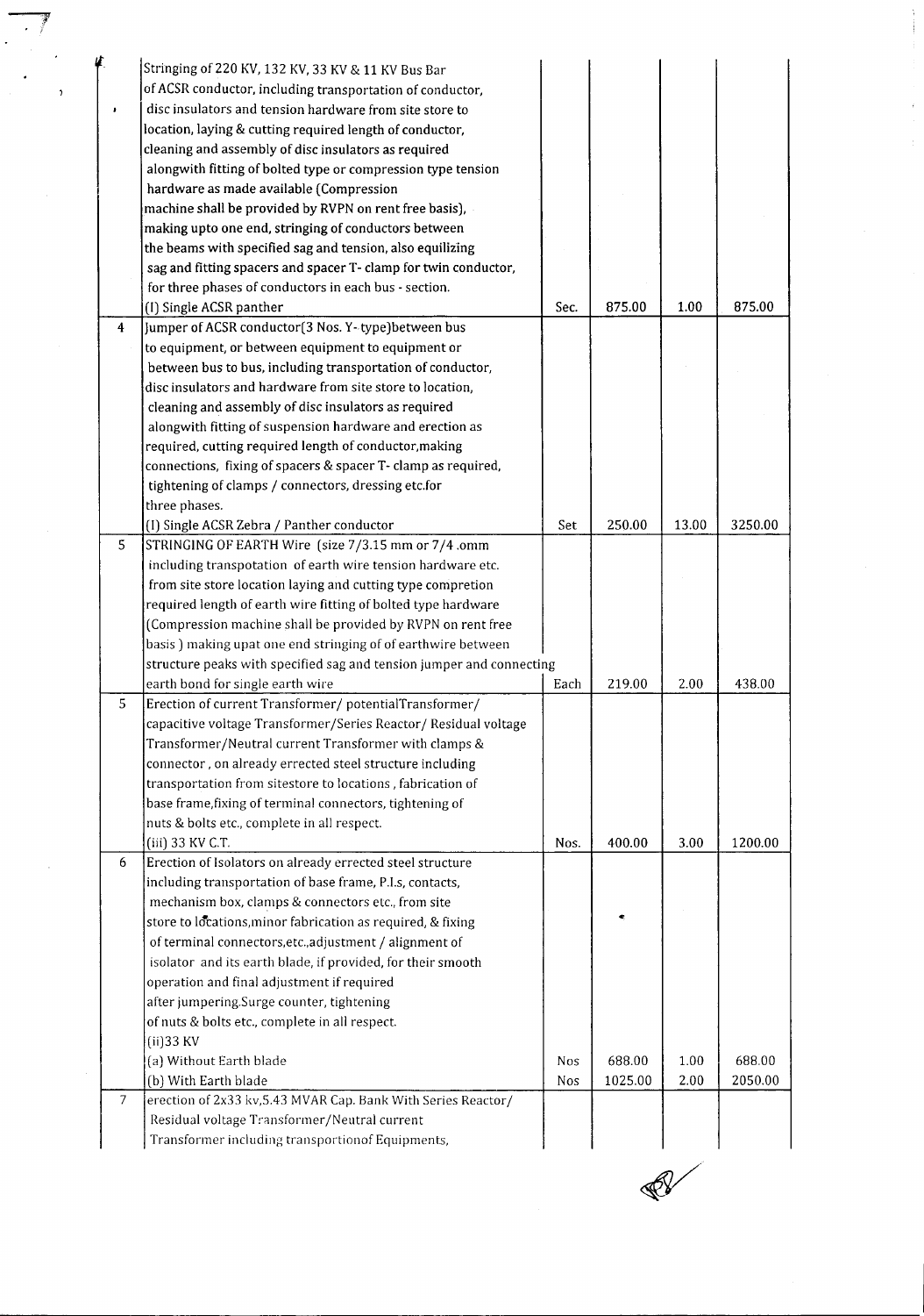| | | | | | |
|---|---|---|---|---|---|
| | Stringing of 220 KV, 132 KV, 33 KV & 11 KV Bus Bar of ACSR conductor, including transportation of conductor, disc insulators and tension hardware from site store to location, laying & cutting required length of conductor, cleaning and assembly of disc insulators as required alongwith fitting of bolted type or compression type tension hardware as made available (Compression machine shall be provided by RVPN on rent free basis), making upto one end, stringing of conductors between the beams with specified sag and tension, also equilizing sag and fitting spacers and spacer T- clamp for twin conductor, for three phases of conductors in each bus - section. | | | | |
| | (I) Single ACSR panther | Sec. | 875.00 | 1.00 | 875.00 |
| 4 | Jumper of ACSR conductor(3 Nos. Y- type)between bus to equipment, or between equipment to equipment or between bus to bus, including transportation of conductor, disc insulators and hardware from site store to location, cleaning and assembly of disc insulators as required alongwith fitting of suspension hardware and erection as required, cutting required length of conductor,making connections, fixing of spacers & spacer T- clamp as required, tightening of clamps / connectors, dressing etc.for three phases. | | | | |
| | (I) Single ACSR Zebra / Panther conductor | Set | 250.00 | 13.00 | 3250.00 |
| 5 | STRINGING OF EARTH Wire (size 7/3.15 mm or 7/4 .omm including transpotation of earth wire tension hardware etc. from site store location laying and cutting type compretion required length of earth wire fitting of bolted type hardware (Compression machine shall be provided by RVPN on rent free basis ) making upat one end stringing of of earthwire between structure peaks with specified sag and tension jumper and connecting earth bond for single earth wire | Each | 219.00 | 2.00 | 438.00 |
| 5 | Erection of current Transformer/ potentialTransformer/ capacitive voltage Transformer/Series Reactor/ Residual voltage Transformer/Neutral current Transformer with clamps & connector , on already errected steel structure including transportation from sitestore to locations , fabrication of base frame,fixing of terminal connectors, tightening of nuts & bolts etc., complete in all respect. | | | | |
| | (iii) 33 KV C.T. | Nos. | 400.00 | 3.00 | 1200.00 |
| 6 | Erection of Isolators on already errected steel structure including transportation of base frame, P.I.s, contacts, mechanism box, clamps & connectors etc., from site store to locations,minor fabrication as required, & fixing of terminal connectors,etc.,adjustment / alignment of isolator and its earth blade, if provided, for their smooth operation and final adjustment if required after jumpering.Surge counter, tightening of nuts & bolts etc., complete in all respect. | | | | |
| | (ii)33 KV | | | | |
| | (a) Without Earth blade | Nos | 688.00 | 1.00 | 688.00 |
| | (b) With Earth blade | Nos | 1025.00 | 2.00 | 2050.00 |
| 7 | erection of 2x33 kv,5.43 MVAR Cap. Bank With Series Reactor/ Residual voltage Transformer/Neutral current Transformer including transportionof Equipments, | | | | |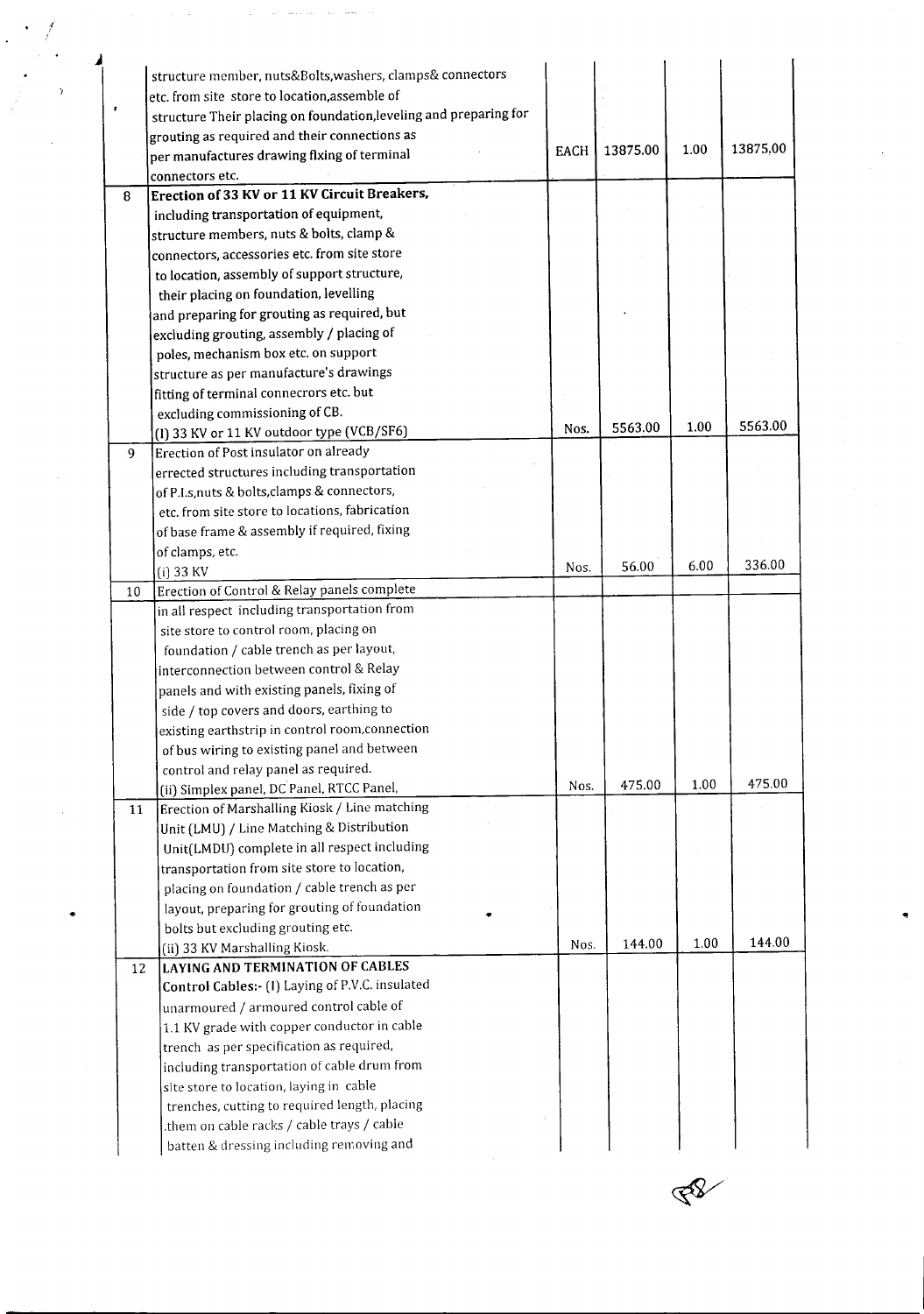| | | | | | |
|---|---|---|---|---|---|
| | structure member, nuts&Bolts,washers, clamps& connectors etc. from site store to location,assemble of structure Their placing on foundation,leveling and preparing for grouting as required and their connections as per manufactures drawing fixing of terminal connectors etc. | EACH | 13875.00 | 1.00 | 13875.00 |
| 8 | **Erection of 33 KV or 11 KV Circuit Breakers,** including transportation of equipment, structure members, nuts & bolts, clamp & connectors, accessories etc. from site store to location, assembly of support structure, their placing on foundation, levelling and preparing for grouting as required, but excluding grouting, assembly / placing of poles, mechanism box etc. on support structure as per manufacture's drawings fitting of terminal connecrors etc. but excluding commissioning of CB.<br>(I) 33 KV or 11 KV outdoor type (VCB/SF6) | Nos. | 5563.00 | 1.00 | 5563.00 |
| 9 | Erection of Post insulator on already errected structures including transportation of P.I.s,nuts & bolts,clamps & connectors, etc. from site store to locations, fabrication of base frame & assembly if required, fixing of clamps, etc.<br>(i) 33 KV | Nos. | 56.00 | 6.00 | 336.00 |
| 10 | Erection of Control & Relay panels complete in all respect including transportation from site store to control room, placing on foundation / cable trench as per layout, interconnection between control & Relay panels and with existing panels, fixing of side / top covers and doors, earthing to existing earthstrip in control room,connection of bus wiring to existing panel and between control and relay panel as required.<br>(ii) Simplex panel, DC Panel, RTCC Panel, | Nos. | 475.00 | 1.00 | 475.00 |
| 11 | Erection of Marshalling Kiosk / Line matching Unit (LMU) / Line Matching & Distribution Unit(LMDU) complete in all respect including transportation from site store to location, placing on foundation / cable trench as per layout, preparing for grouting of foundation bolts but excluding grouting etc.<br>(ii) 33 KV Marshalling Kiosk. | Nos. | 144.00 | 1.00 | 144.00 |
| 12 | **LAYING AND TERMINATION OF CABLES**<br>**Control Cables:-** (I) Laying of P.V.C. insulated unarmoured / armoured control cable of 1.1 KV grade with copper conductor in cable trench as per specification as required, including transportation of cable drum from site store to location, laying in cable trenches, cutting to required length, placing .them on cable racks / cable trays / cable batten & dressing including removing and | | | | |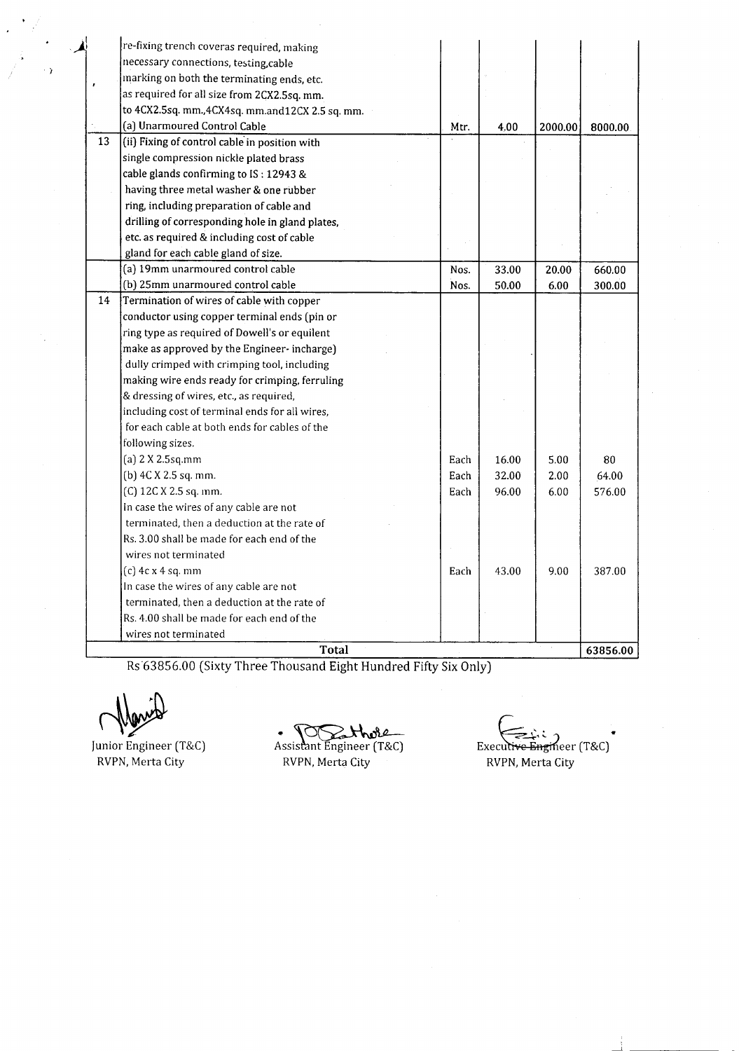| | | | | | |
|---|---|---|---|---|---|
| | re-fixing trench coveras required, making necessary connections, testing,cable marking on both the terminating ends, etc. as required for all size from 2CX2.5sq. mm. to 4CX2.5sq. mm.,4CX4sq. mm.and12CX 2.5 sq. mm. | | | | |
| | (a) Unarmoured Control Cable | Mtr. | 4.00 | 2000.00 | 8000.00 |
| 13 | (ii) Fixing of control cable in position with single compression nickle plated brass cable glands confirming to IS : 12943 & having three metal washer & one rubber ring, including preparation of cable and drilling of corresponding hole in gland plates, etc. as required & including cost of cable gland for each cable gland of size. | | | | |
| | (a) 19mm unarmoured control cable | Nos. | 33.00 | 20.00 | 660.00 |
| | (b) 25mm unarmoured control cable | Nos. | 50.00 | 6.00 | 300.00 |
| 14 | Termination of wires of cable with copper conductor using copper terminal ends (pin or ring type as required of Dowell's or equilent make as approved by the Engineer- incharge) dully crimped with crimping tool, including making wire ends ready for crimping, ferruling & dressing of wires, etc., as required, including cost of terminal ends for all wires, for each cable at both ends for cables of the following sizes. | | | | |
| | (a) 2 X 2.5sq.mm | Each | 16.00 | 5.00 | 80 |
| | (b) 4C X 2.5 sq. mm. | Each | 32.00 | 2.00 | 64.00 |
| | (C) 12C X 2.5 sq. mm. | Each | 96.00 | 6.00 | 576.00 |
| | In case the wires of any cable are not terminated, then a deduction at the rate of Rs. 3.00 shall be made for each end of the wires not terminated | | | | |
| | (c) 4c x 4 sq. mm | Each | 43.00 | 9.00 | 387.00 |
| | In case the wires of any cable are not terminated, then a deduction at the rate of Rs. 4.00 shall be made for each end of the wires not terminated | | | | |
| | **Total** | | | | **63856.00** |

Rs 63856.00 (Sixty Three Thousand Eight Hundred Fifty Six Only)

Junior Engineer (T&C)
RVPN, Merta City

Assistant Engineer (T&C)
RVPN, Merta City

Executive Engineer (T&C)
RVPN, Merta City